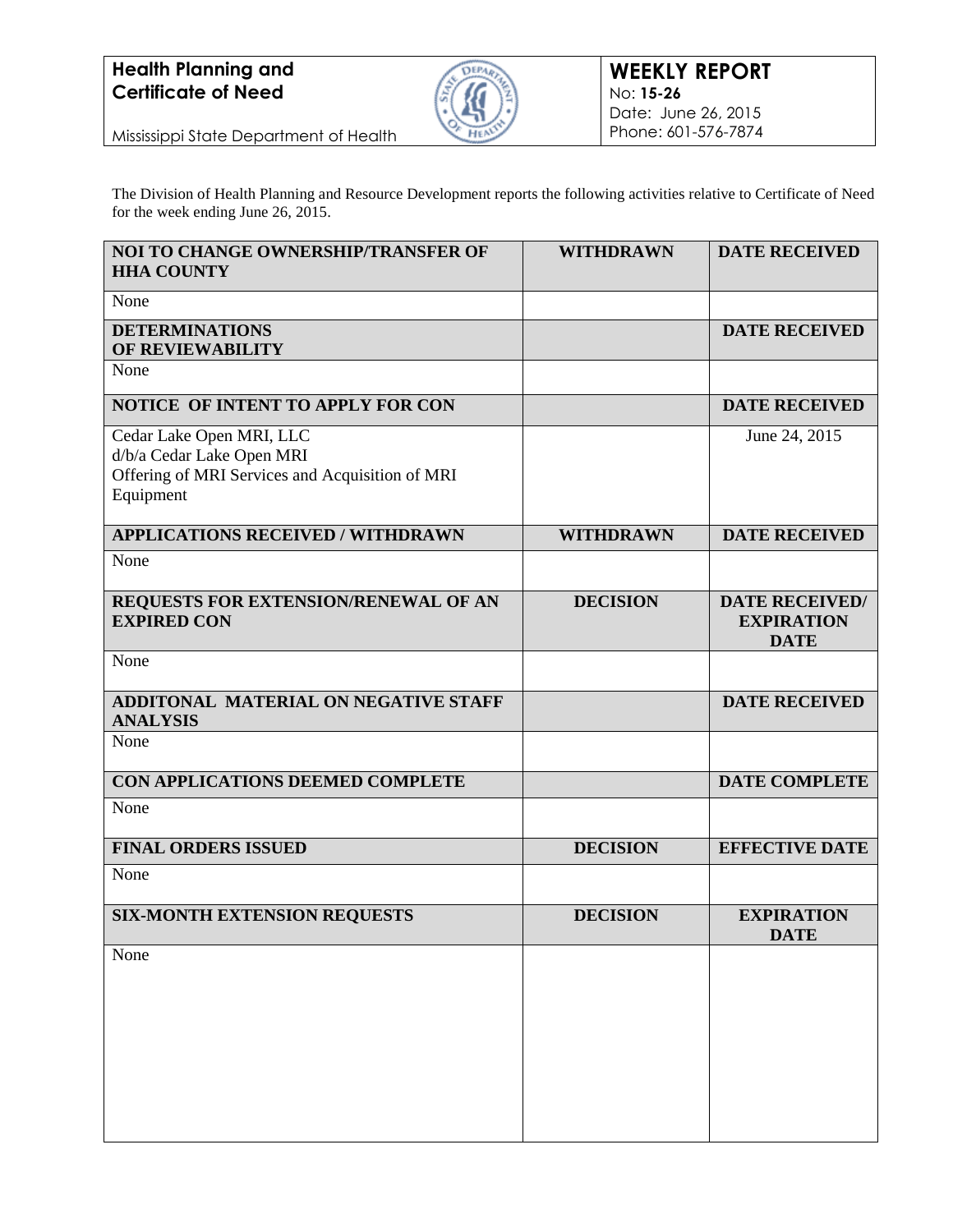**Health Planning and Certificate of Need**

Mississippi State Department of Health

# WEEKLY REPORT

No: **15-26**
Date: June 26, 2015
Phone: 601-576-7874

The Division of Health Planning and Resource Development reports the following activities relative to Certificate of Need for the week ending June 26, 2015.

| NOI TO CHANGE OWNERSHIP/TRANSFER OF HHA COUNTY | WITHDRAWN | DATE RECEIVED |
|---|---|---|
| None | | |
| **DETERMINATIONS OF REVIEWABILITY** | | **DATE RECEIVED** |
| None | | |
| **NOTICE OF INTENT TO APPLY FOR CON** | | **DATE RECEIVED** |
| Cedar Lake Open MRI, LLC<br>d/b/a Cedar Lake Open MRI<br>Offering of MRI Services and Acquisition of MRI Equipment | | June 24, 2015 |
| **APPLICATIONS RECEIVED / WITHDRAWN** | **WITHDRAWN** | **DATE RECEIVED** |
| None | | |
| **REQUESTS FOR EXTENSION/RENEWAL OF AN EXPIRED CON** | **DECISION** | **DATE RECEIVED/ EXPIRATION DATE** |
| None | | |
| **ADDITONAL MATERIAL ON NEGATIVE STAFF ANALYSIS** | | **DATE RECEIVED** |
| None | | |
| **CON APPLICATIONS DEEMED COMPLETE** | | **DATE COMPLETE** |
| None | | |
| **FINAL ORDERS ISSUED** | **DECISION** | **EFFECTIVE DATE** |
| None | | |
| **SIX-MONTH EXTENSION REQUESTS** | **DECISION** | **EXPIRATION DATE** |
| None | | |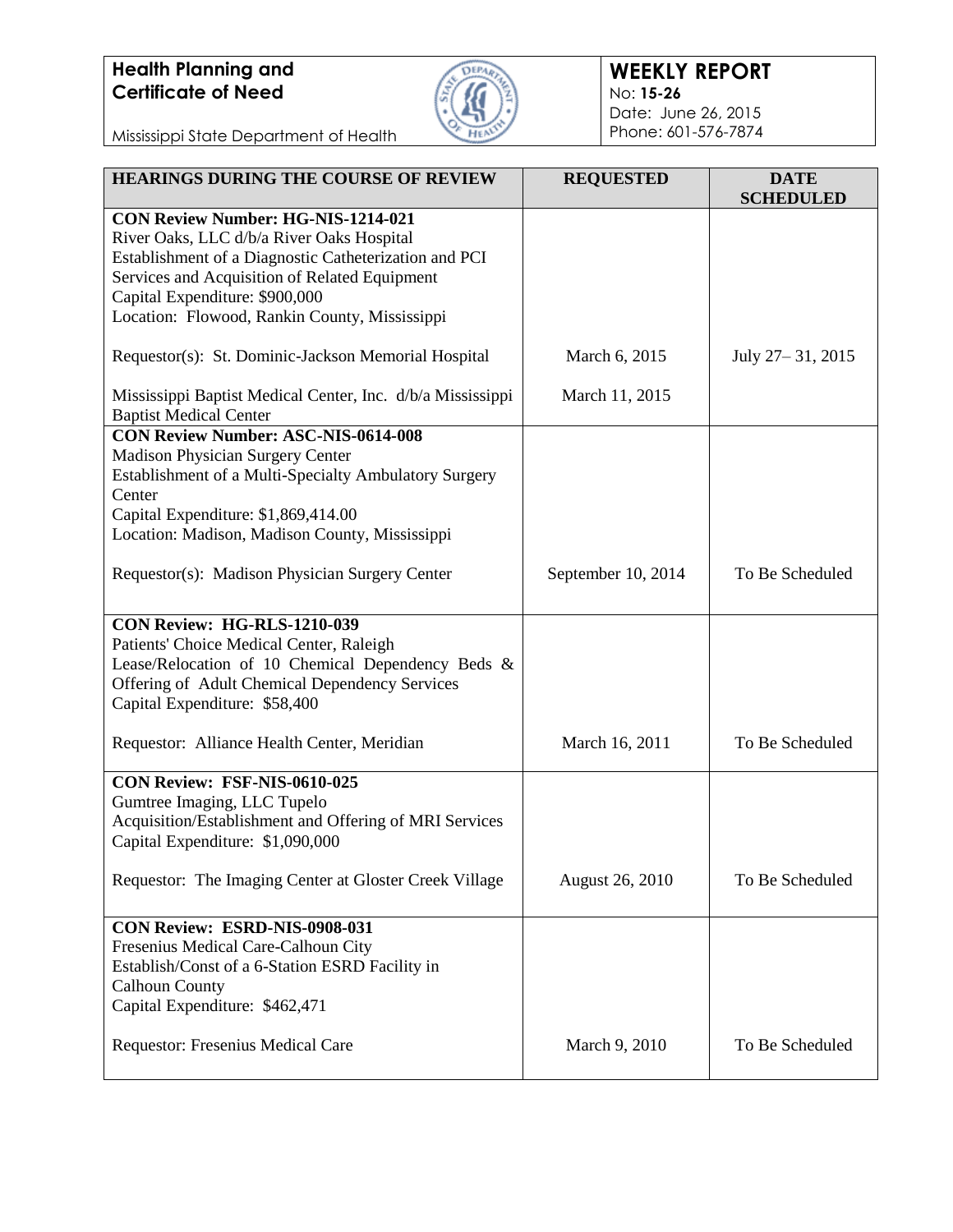**Health Planning and Certificate of Need**

Mississippi State Department of Health

**WEEKLY REPORT**
No: **15-26**
Date: June 26, 2015
Phone: 601-576-7874

| HEARINGS DURING THE COURSE OF REVIEW | REQUESTED | DATE SCHEDULED |
|---|---|---|
| **CON Review Number: HG-NIS-1214-021**<br>River Oaks, LLC d/b/a River Oaks Hospital<br>Establishment of a Diagnostic Catheterization and PCI Services and Acquisition of Related Equipment<br>Capital Expenditure: $900,000<br>Location: Flowood, Rankin County, Mississippi | | |
| Requestor(s): St. Dominic-Jackson Memorial Hospital | March 6, 2015 | July 27– 31, 2015 |
| Mississippi Baptist Medical Center, Inc. d/b/a Mississippi Baptist Medical Center | March 11, 2015 | |
| **CON Review Number: ASC-NIS-0614-008**<br>Madison Physician Surgery Center<br>Establishment of a Multi-Specialty Ambulatory Surgery Center<br>Capital Expenditure: $1,869,414.00<br>Location: Madison, Madison County, Mississippi | | |
| Requestor(s): Madison Physician Surgery Center | September 10, 2014 | To Be Scheduled |
| **CON Review: HG-RLS-1210-039**<br>Patients' Choice Medical Center, Raleigh<br>Lease/Relocation of 10 Chemical Dependency Beds & Offering of Adult Chemical Dependency Services<br>Capital Expenditure: $58,400 | | |
| Requestor: Alliance Health Center, Meridian | March 16, 2011 | To Be Scheduled |
| **CON Review: FSF-NIS-0610-025**<br>Gumtree Imaging, LLC Tupelo<br>Acquisition/Establishment and Offering of MRI Services<br>Capital Expenditure: $1,090,000 | | |
| Requestor: The Imaging Center at Gloster Creek Village | August 26, 2010 | To Be Scheduled |
| **CON Review: ESRD-NIS-0908-031**<br>Fresenius Medical Care-Calhoun City<br>Establish/Const of a 6-Station ESRD Facility in Calhoun County<br>Capital Expenditure: $462,471 | | |
| Requestor: Fresenius Medical Care | March 9, 2010 | To Be Scheduled |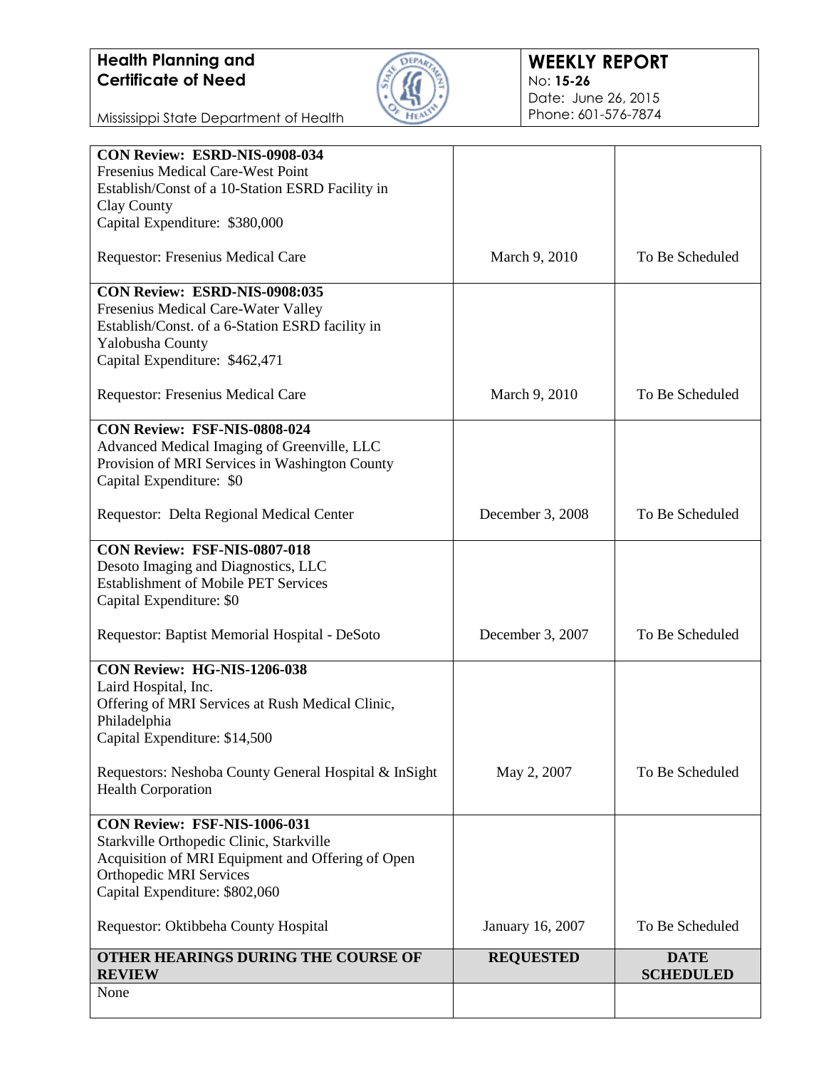**Health Planning and Certificate of Need**

Mississippi State Department of Health

**WEEKLY REPORT**
No: **15-26**
Date: June 26, 2015
Phone: 601-576-7874

| | | |
|---|---|---|
| **CON Review: ESRD-NIS-0908-034**<br>Fresenius Medical Care-West Point<br>Establish/Const of a 10-Station ESRD Facility in Clay County<br>Capital Expenditure: $380,000<br><br>Requestor: Fresenius Medical Care | March 9, 2010 | To Be Scheduled |
| **CON Review: ESRD-NIS-0908:035**<br>Fresenius Medical Care-Water Valley<br>Establish/Const. of a 6-Station ESRD facility in Yalobusha County<br>Capital Expenditure: $462,471<br><br>Requestor: Fresenius Medical Care | March 9, 2010 | To Be Scheduled |
| **CON Review: FSF-NIS-0808-024**<br>Advanced Medical Imaging of Greenville, LLC<br>Provision of MRI Services in Washington County<br>Capital Expenditure: $0<br><br>Requestor: Delta Regional Medical Center | December 3, 2008 | To Be Scheduled |
| **CON Review: FSF-NIS-0807-018**<br>Desoto Imaging and Diagnostics, LLC<br>Establishment of Mobile PET Services<br>Capital Expenditure: $0<br><br>Requestor: Baptist Memorial Hospital - DeSoto | December 3, 2007 | To Be Scheduled |
| **CON Review: HG-NIS-1206-038**<br>Laird Hospital, Inc.<br>Offering of MRI Services at Rush Medical Clinic, Philadelphia<br>Capital Expenditure: $14,500<br><br>Requestors: Neshoba County General Hospital & InSight Health Corporation | May 2, 2007 | To Be Scheduled |
| **CON Review: FSF-NIS-1006-031**<br>Starkville Orthopedic Clinic, Starkville<br>Acquisition of MRI Equipment and Offering of Open Orthopedic MRI Services<br>Capital Expenditure: $802,060<br><br>Requestor: Oktibbeha County Hospital | January 16, 2007 | To Be Scheduled |

| **OTHER HEARINGS DURING THE COURSE OF REVIEW** | **REQUESTED** | **DATE SCHEDULED** |
|---|---|---|
| None | | |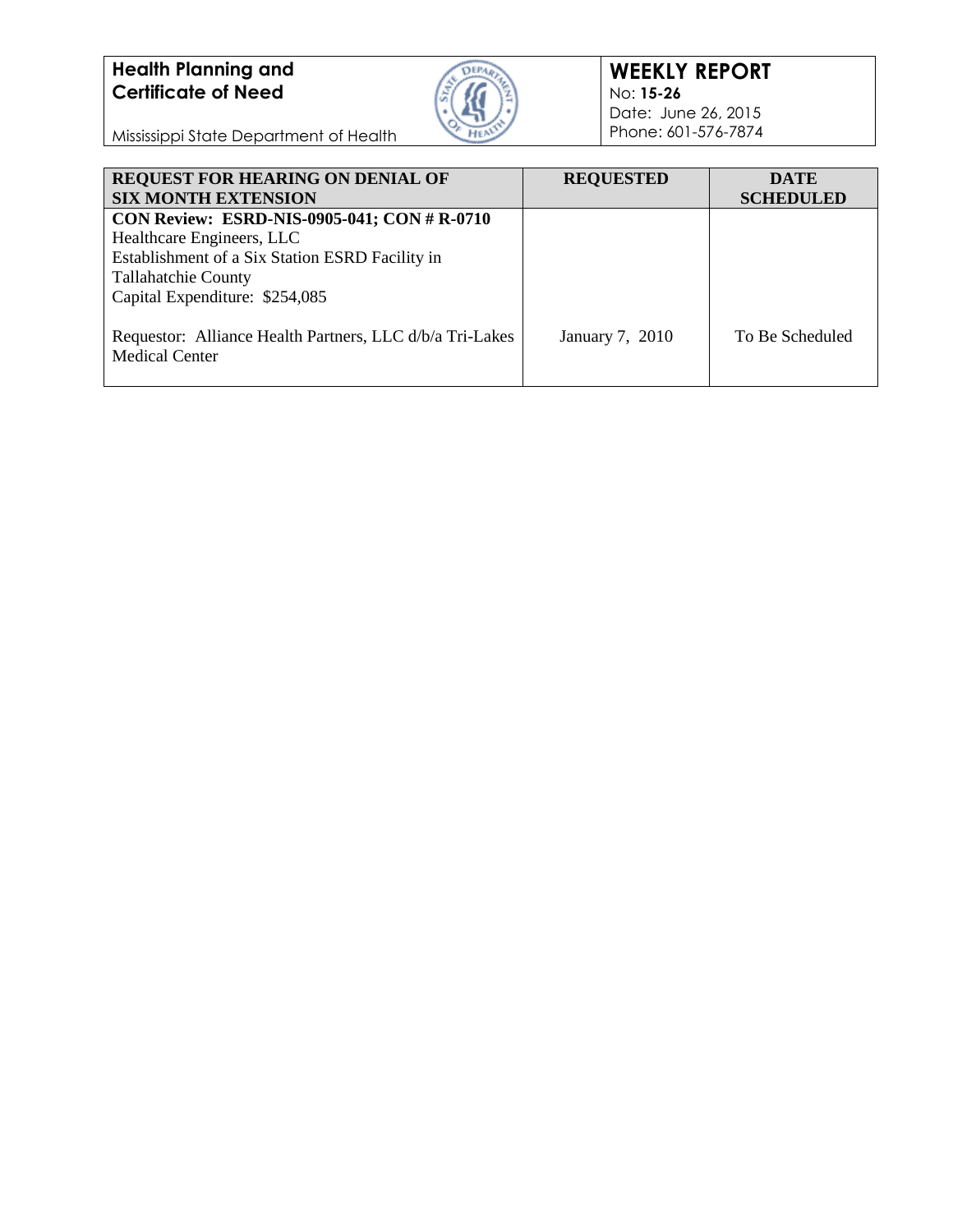| REQUEST FOR HEARING ON DENIAL OF SIX MONTH EXTENSION | REQUESTED | DATE SCHEDULED |
|---|---|---|
| **CON Review: ESRD-NIS-0905-041; CON # R-0710**<br>Healthcare Engineers, LLC<br>Establishment of a Six Station ESRD Facility in Tallahatchie County<br>Capital Expenditure: $254,085<br><br>Requestor: Alliance Health Partners, LLC d/b/a Tri-Lakes Medical Center | January 7, 2010 | To Be Scheduled |